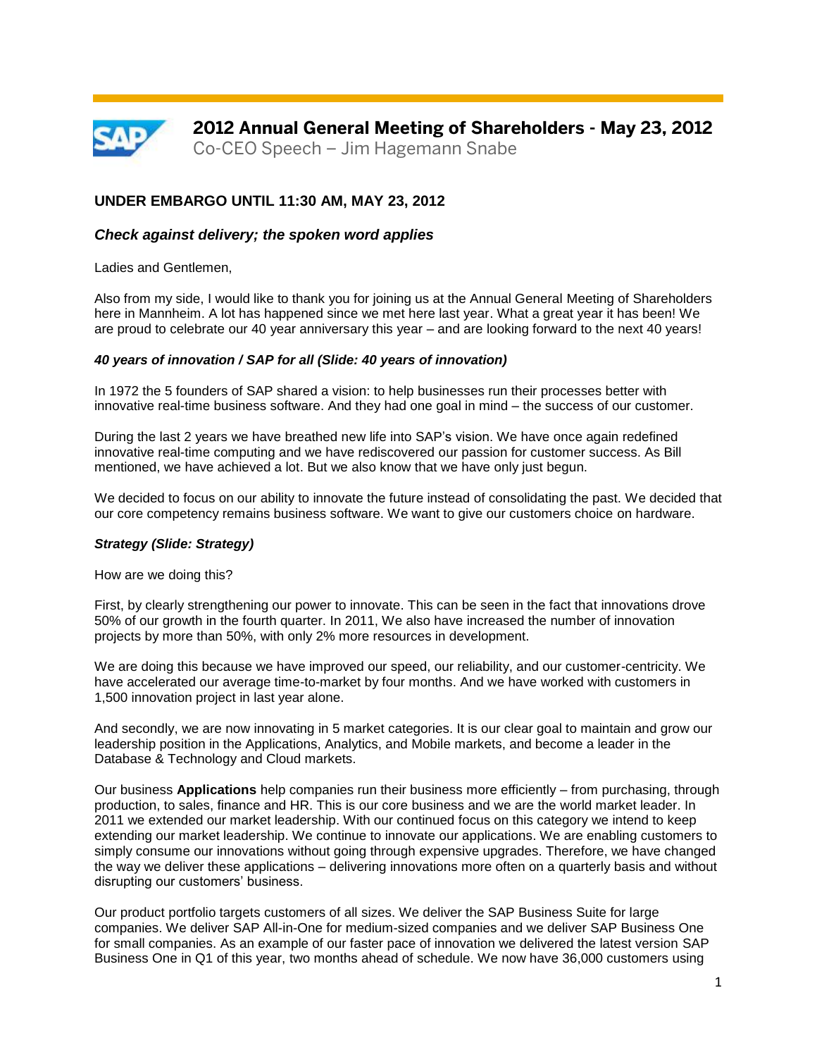# 2012 Annual General Meeting of Shareholders - May 23, 2012

Co-CEO Speech – Jim Hagemann Snabe

**UNDER EMBARGO UNTIL 11:30 AM, MAY 23, 2012**

***Check against delivery; the spoken word applies***

Ladies and Gentlemen,

Also from my side, I would like to thank you for joining us at the Annual General Meeting of Shareholders here in Mannheim. A lot has happened since we met here last year. What a great year it has been! We are proud to celebrate our 40 year anniversary this year – and are looking forward to the next 40 years!

***40 years of innovation / SAP for all (Slide: 40 years of innovation)***

In 1972 the 5 founders of SAP shared a vision: to help businesses run their processes better with innovative real-time business software. And they had one goal in mind – the success of our customer.

During the last 2 years we have breathed new life into SAP's vision. We have once again redefined innovative real-time computing and we have rediscovered our passion for customer success. As Bill mentioned, we have achieved a lot. But we also know that we have only just begun.

We decided to focus on our ability to innovate the future instead of consolidating the past. We decided that our core competency remains business software. We want to give our customers choice on hardware.

***Strategy (Slide: Strategy)***

How are we doing this?

First, by clearly strengthening our power to innovate. This can be seen in the fact that innovations drove 50% of our growth in the fourth quarter. In 2011, We also have increased the number of innovation projects by more than 50%, with only 2% more resources in development.

We are doing this because we have improved our speed, our reliability, and our customer-centricity. We have accelerated our average time-to-market by four months. And we have worked with customers in 1,500 innovation project in last year alone.

And secondly, we are now innovating in 5 market categories. It is our clear goal to maintain and grow our leadership position in the Applications, Analytics, and Mobile markets, and become a leader in the Database & Technology and Cloud markets.

Our business **Applications** help companies run their business more efficiently – from purchasing, through production, to sales, finance and HR. This is our core business and we are the world market leader. In 2011 we extended our market leadership. With our continued focus on this category we intend to keep extending our market leadership. We continue to innovate our applications. We are enabling customers to simply consume our innovations without going through expensive upgrades. Therefore, we have changed the way we deliver these applications – delivering innovations more often on a quarterly basis and without disrupting our customers' business.

Our product portfolio targets customers of all sizes. We deliver the SAP Business Suite for large companies. We deliver SAP All-in-One for medium-sized companies and we deliver SAP Business One for small companies. As an example of our faster pace of innovation we delivered the latest version SAP Business One in Q1 of this year, two months ahead of schedule. We now have 36,000 customers using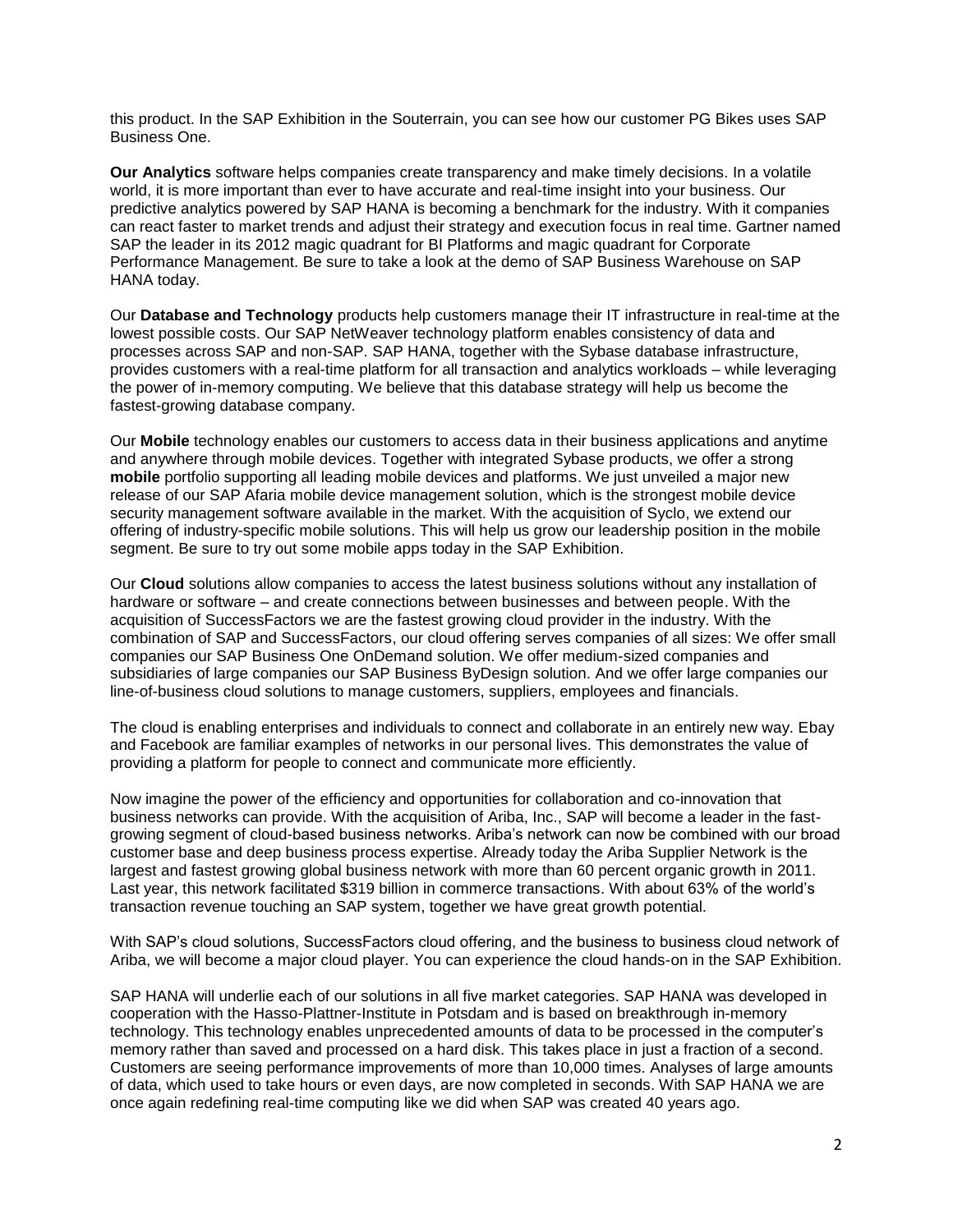this product. In the SAP Exhibition in the Souterrain, you can see how our customer PG Bikes uses SAP Business One.

**Our Analytics** software helps companies create transparency and make timely decisions. In a volatile world, it is more important than ever to have accurate and real-time insight into your business. Our predictive analytics powered by SAP HANA is becoming a benchmark for the industry. With it companies can react faster to market trends and adjust their strategy and execution focus in real time. Gartner named SAP the leader in its 2012 magic quadrant for BI Platforms and magic quadrant for Corporate Performance Management. Be sure to take a look at the demo of SAP Business Warehouse on SAP HANA today.

Our **Database and Technology** products help customers manage their IT infrastructure in real-time at the lowest possible costs. Our SAP NetWeaver technology platform enables consistency of data and processes across SAP and non-SAP. SAP HANA, together with the Sybase database infrastructure, provides customers with a real-time platform for all transaction and analytics workloads – while leveraging the power of in-memory computing. We believe that this database strategy will help us become the fastest-growing database company.

Our **Mobile** technology enables our customers to access data in their business applications and anytime and anywhere through mobile devices. Together with integrated Sybase products, we offer a strong **mobile** portfolio supporting all leading mobile devices and platforms. We just unveiled a major new release of our SAP Afaria mobile device management solution, which is the strongest mobile device security management software available in the market. With the acquisition of Syclo, we extend our offering of industry-specific mobile solutions. This will help us grow our leadership position in the mobile segment. Be sure to try out some mobile apps today in the SAP Exhibition.

Our **Cloud** solutions allow companies to access the latest business solutions without any installation of hardware or software – and create connections between businesses and between people. With the acquisition of SuccessFactors we are the fastest growing cloud provider in the industry. With the combination of SAP and SuccessFactors, our cloud offering serves companies of all sizes: We offer small companies our SAP Business One OnDemand solution. We offer medium-sized companies and subsidiaries of large companies our SAP Business ByDesign solution. And we offer large companies our line-of-business cloud solutions to manage customers, suppliers, employees and financials.

The cloud is enabling enterprises and individuals to connect and collaborate in an entirely new way. Ebay and Facebook are familiar examples of networks in our personal lives. This demonstrates the value of providing a platform for people to connect and communicate more efficiently.

Now imagine the power of the efficiency and opportunities for collaboration and co-innovation that business networks can provide. With the acquisition of Ariba, Inc., SAP will become a leader in the fast-growing segment of cloud-based business networks. Ariba's network can now be combined with our broad customer base and deep business process expertise. Already today the Ariba Supplier Network is the largest and fastest growing global business network with more than 60 percent organic growth in 2011. Last year, this network facilitated $319 billion in commerce transactions. With about 63% of the world's transaction revenue touching an SAP system, together we have great growth potential.

With SAP's cloud solutions, SuccessFactors cloud offering, and the business to business cloud network of Ariba, we will become a major cloud player. You can experience the cloud hands-on in the SAP Exhibition.

SAP HANA will underlie each of our solutions in all five market categories. SAP HANA was developed in cooperation with the Hasso-Plattner-Institute in Potsdam and is based on breakthrough in-memory technology. This technology enables unprecedented amounts of data to be processed in the computer's memory rather than saved and processed on a hard disk. This takes place in just a fraction of a second. Customers are seeing performance improvements of more than 10,000 times. Analyses of large amounts of data, which used to take hours or even days, are now completed in seconds. With SAP HANA we are once again redefining real-time computing like we did when SAP was created 40 years ago.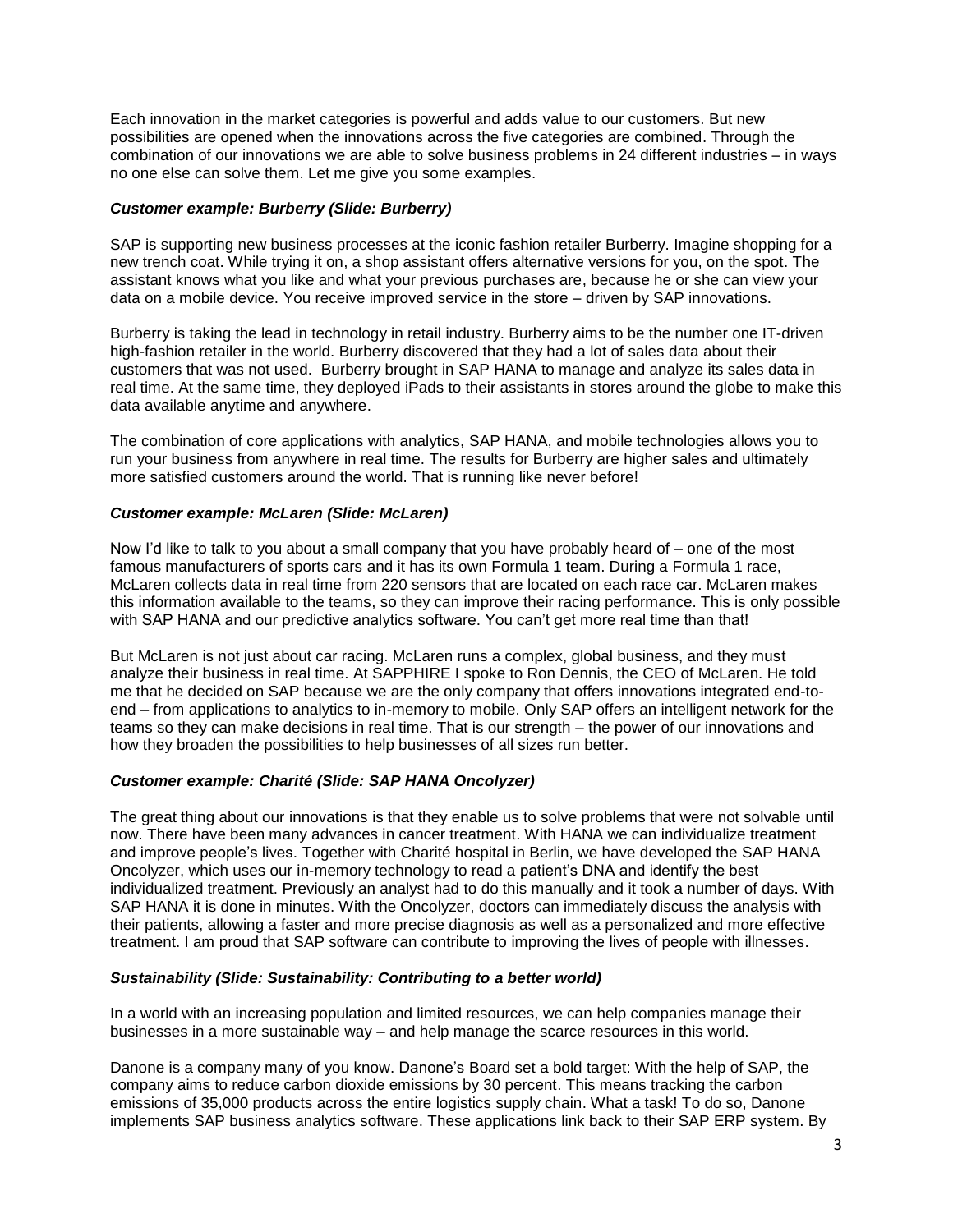Each innovation in the market categories is powerful and adds value to our customers. But new possibilities are opened when the innovations across the five categories are combined. Through the combination of our innovations we are able to solve business problems in 24 different industries – in ways no one else can solve them. Let me give you some examples.

***Customer example: Burberry (Slide: Burberry)***

SAP is supporting new business processes at the iconic fashion retailer Burberry. Imagine shopping for a new trench coat. While trying it on, a shop assistant offers alternative versions for you, on the spot. The assistant knows what you like and what your previous purchases are, because he or she can view your data on a mobile device. You receive improved service in the store – driven by SAP innovations.

Burberry is taking the lead in technology in retail industry. Burberry aims to be the number one IT-driven high-fashion retailer in the world. Burberry discovered that they had a lot of sales data about their customers that was not used. Burberry brought in SAP HANA to manage and analyze its sales data in real time. At the same time, they deployed iPads to their assistants in stores around the globe to make this data available anytime and anywhere.

The combination of core applications with analytics, SAP HANA, and mobile technologies allows you to run your business from anywhere in real time. The results for Burberry are higher sales and ultimately more satisfied customers around the world. That is running like never before!

***Customer example: McLaren (Slide: McLaren)***

Now I'd like to talk to you about a small company that you have probably heard of – one of the most famous manufacturers of sports cars and it has its own Formula 1 team. During a Formula 1 race, McLaren collects data in real time from 220 sensors that are located on each race car. McLaren makes this information available to the teams, so they can improve their racing performance. This is only possible with SAP HANA and our predictive analytics software. You can't get more real time than that!

But McLaren is not just about car racing. McLaren runs a complex, global business, and they must analyze their business in real time. At SAPPHIRE I spoke to Ron Dennis, the CEO of McLaren. He told me that he decided on SAP because we are the only company that offers innovations integrated end-to-end – from applications to analytics to in-memory to mobile. Only SAP offers an intelligent network for the teams so they can make decisions in real time. That is our strength – the power of our innovations and how they broaden the possibilities to help businesses of all sizes run better.

***Customer example: Charité (Slide: SAP HANA Oncolyzer)***

The great thing about our innovations is that they enable us to solve problems that were not solvable until now. There have been many advances in cancer treatment. With HANA we can individualize treatment and improve people's lives. Together with Charité hospital in Berlin, we have developed the SAP HANA Oncolyzer, which uses our in-memory technology to read a patient's DNA and identify the best individualized treatment. Previously an analyst had to do this manually and it took a number of days. With SAP HANA it is done in minutes. With the Oncolyzer, doctors can immediately discuss the analysis with their patients, allowing a faster and more precise diagnosis as well as a personalized and more effective treatment. I am proud that SAP software can contribute to improving the lives of people with illnesses.

***Sustainability (Slide: Sustainability: Contributing to a better world)***

In a world with an increasing population and limited resources, we can help companies manage their businesses in a more sustainable way – and help manage the scarce resources in this world.

Danone is a company many of you know. Danone's Board set a bold target: With the help of SAP, the company aims to reduce carbon dioxide emissions by 30 percent. This means tracking the carbon emissions of 35,000 products across the entire logistics supply chain. What a task! To do so, Danone implements SAP business analytics software. These applications link back to their SAP ERP system. By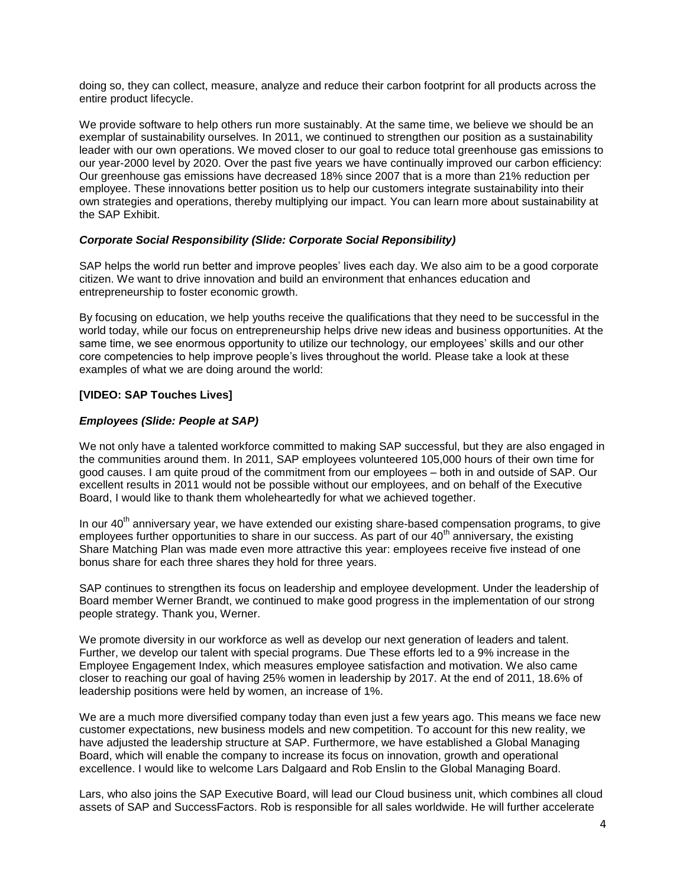doing so, they can collect, measure, analyze and reduce their carbon footprint for all products across the entire product lifecycle.

We provide software to help others run more sustainably. At the same time, we believe we should be an exemplar of sustainability ourselves. In 2011, we continued to strengthen our position as a sustainability leader with our own operations. We moved closer to our goal to reduce total greenhouse gas emissions to our year-2000 level by 2020. Over the past five years we have continually improved our carbon efficiency: Our greenhouse gas emissions have decreased 18% since 2007 that is a more than 21% reduction per employee. These innovations better position us to help our customers integrate sustainability into their own strategies and operations, thereby multiplying our impact. You can learn more about sustainability at the SAP Exhibit.

***Corporate Social Responsibility (Slide: Corporate Social Reponsibility)***

SAP helps the world run better and improve peoples' lives each day. We also aim to be a good corporate citizen. We want to drive innovation and build an environment that enhances education and entrepreneurship to foster economic growth.

By focusing on education, we help youths receive the qualifications that they need to be successful in the world today, while our focus on entrepreneurship helps drive new ideas and business opportunities. At the same time, we see enormous opportunity to utilize our technology, our employees' skills and our other core competencies to help improve people's lives throughout the world. Please take a look at these examples of what we are doing around the world:

**[VIDEO: SAP Touches Lives]**

***Employees (Slide: People at SAP)***

We not only have a talented workforce committed to making SAP successful, but they are also engaged in the communities around them. In 2011, SAP employees volunteered 105,000 hours of their own time for good causes. I am quite proud of the commitment from our employees – both in and outside of SAP. Our excellent results in 2011 would not be possible without our employees, and on behalf of the Executive Board, I would like to thank them wholeheartedly for what we achieved together.

In our 40th anniversary year, we have extended our existing share-based compensation programs, to give employees further opportunities to share in our success. As part of our 40th anniversary, the existing Share Matching Plan was made even more attractive this year: employees receive five instead of one bonus share for each three shares they hold for three years.

SAP continues to strengthen its focus on leadership and employee development. Under the leadership of Board member Werner Brandt, we continued to make good progress in the implementation of our strong people strategy. Thank you, Werner.

We promote diversity in our workforce as well as develop our next generation of leaders and talent. Further, we develop our talent with special programs. Due These efforts led to a 9% increase in the Employee Engagement Index, which measures employee satisfaction and motivation. We also came closer to reaching our goal of having 25% women in leadership by 2017. At the end of 2011, 18.6% of leadership positions were held by women, an increase of 1%.

We are a much more diversified company today than even just a few years ago. This means we face new customer expectations, new business models and new competition. To account for this new reality, we have adjusted the leadership structure at SAP. Furthermore, we have established a Global Managing Board, which will enable the company to increase its focus on innovation, growth and operational excellence. I would like to welcome Lars Dalgaard and Rob Enslin to the Global Managing Board.

Lars, who also joins the SAP Executive Board, will lead our Cloud business unit, which combines all cloud assets of SAP and SuccessFactors. Rob is responsible for all sales worldwide. He will further accelerate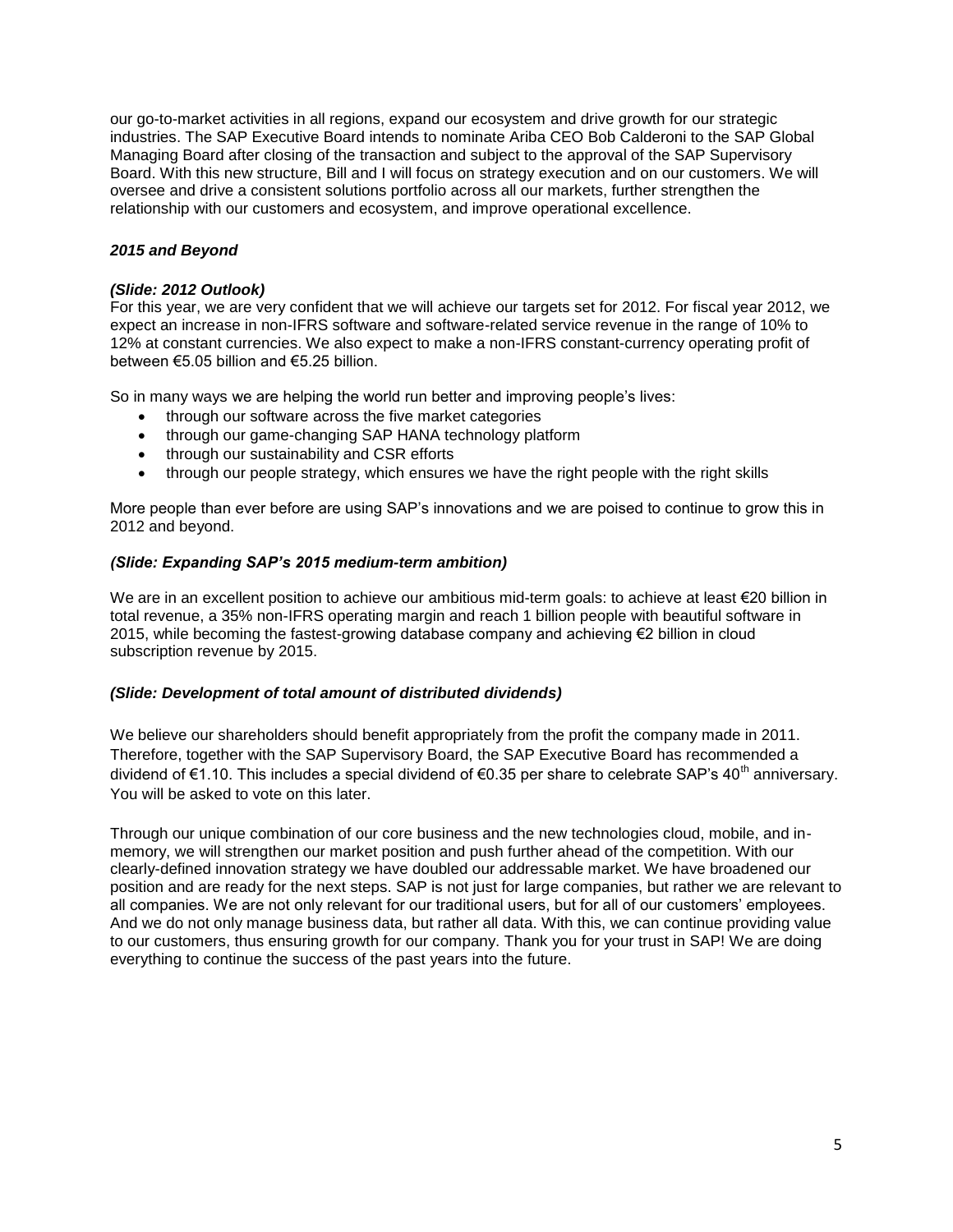our go-to-market activities in all regions, expand our ecosystem and drive growth for our strategic industries. The SAP Executive Board intends to nominate Ariba CEO Bob Calderoni to the SAP Global Managing Board after closing of the transaction and subject to the approval of the SAP Supervisory Board. With this new structure, Bill and I will focus on strategy execution and on our customers. We will oversee and drive a consistent solutions portfolio across all our markets, further strengthen the relationship with our customers and ecosystem, and improve operational excellence.

### *2015 and Beyond*

***(Slide: 2012 Outlook)***

For this year, we are very confident that we will achieve our targets set for 2012. For fiscal year 2012, we expect an increase in non-IFRS software and software-related service revenue in the range of 10% to 12% at constant currencies. We also expect to make a non-IFRS constant-currency operating profit of between €5.05 billion and €5.25 billion.

So in many ways we are helping the world run better and improving people's lives:

- through our software across the five market categories
- through our game-changing SAP HANA technology platform
- through our sustainability and CSR efforts
- through our people strategy, which ensures we have the right people with the right skills

More people than ever before are using SAP's innovations and we are poised to continue to grow this in 2012 and beyond.

***(Slide: Expanding SAP's 2015 medium-term ambition)***

We are in an excellent position to achieve our ambitious mid-term goals: to achieve at least €20 billion in total revenue, a 35% non-IFRS operating margin and reach 1 billion people with beautiful software in 2015, while becoming the fastest-growing database company and achieving €2 billion in cloud subscription revenue by 2015.

***(Slide: Development of total amount of distributed dividends)***

We believe our shareholders should benefit appropriately from the profit the company made in 2011. Therefore, together with the SAP Supervisory Board, the SAP Executive Board has recommended a dividend of €1.10. This includes a special dividend of €0.35 per share to celebrate SAP's 40th anniversary. You will be asked to vote on this later.

Through our unique combination of our core business and the new technologies cloud, mobile, and in-memory, we will strengthen our market position and push further ahead of the competition. With our clearly-defined innovation strategy we have doubled our addressable market. We have broadened our position and are ready for the next steps. SAP is not just for large companies, but rather we are relevant to all companies. We are not only relevant for our traditional users, but for all of our customers' employees. And we do not only manage business data, but rather all data. With this, we can continue providing value to our customers, thus ensuring growth for our company. Thank you for your trust in SAP! We are doing everything to continue the success of the past years into the future.